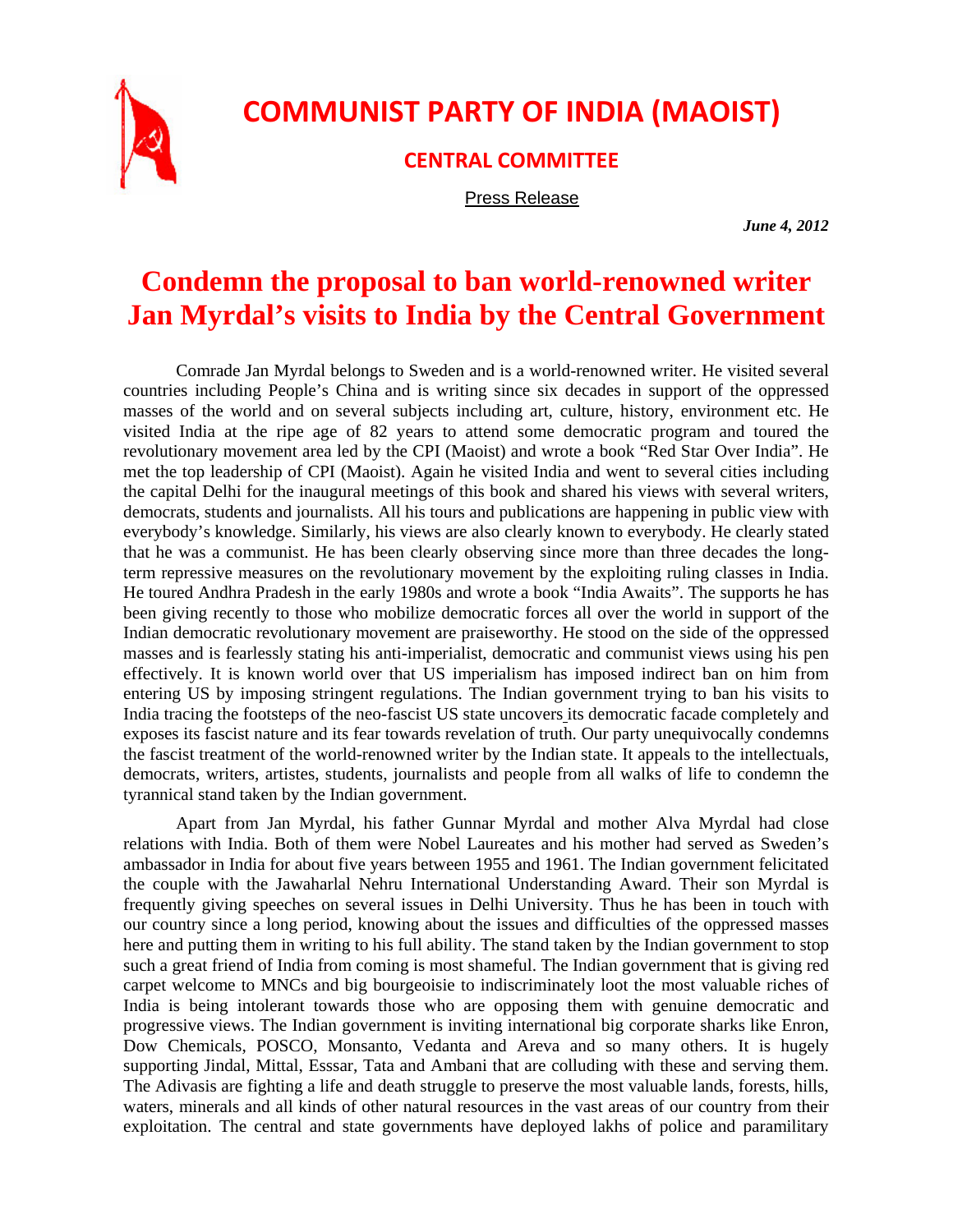# COMMUNIST PARTY OF INDIA (MAOIST)

## CENTRAL COMMITTEE

Press Release

*June 4, 2012*

# Condemn the proposal to ban world-renowned writer Jan Myrdal's visits to India by the Central Government

Comrade Jan Myrdal belongs to Sweden and is a world-renowned writer. He visited several countries including People's China and is writing since six decades in support of the oppressed masses of the world and on several subjects including art, culture, history, environment etc. He visited India at the ripe age of 82 years to attend some democratic program and toured the revolutionary movement area led by the CPI (Maoist) and wrote a book "Red Star Over India". He met the top leadership of CPI (Maoist). Again he visited India and went to several cities including the capital Delhi for the inaugural meetings of this book and shared his views with several writers, democrats, students and journalists. All his tours and publications are happening in public view with everybody's knowledge. Similarly, his views are also clearly known to everybody. He clearly stated that he was a communist. He has been clearly observing since more than three decades the long-term repressive measures on the revolutionary movement by the exploiting ruling classes in India. He toured Andhra Pradesh in the early 1980s and wrote a book "India Awaits". The supports he has been giving recently to those who mobilize democratic forces all over the world in support of the Indian democratic revolutionary movement are praiseworthy. He stood on the side of the oppressed masses and is fearlessly stating his anti-imperialist, democratic and communist views using his pen effectively. It is known world over that US imperialism has imposed indirect ban on him from entering US by imposing stringent regulations. The Indian government trying to ban his visits to India tracing the footsteps of the neo-fascist US state uncovers its democratic facade completely and exposes its fascist nature and its fear towards revelation of truth. Our party unequivocally condemns the fascist treatment of the world-renowned writer by the Indian state. It appeals to the intellectuals, democrats, writers, artistes, students, journalists and people from all walks of life to condemn the tyrannical stand taken by the Indian government.

Apart from Jan Myrdal, his father Gunnar Myrdal and mother Alva Myrdal had close relations with India. Both of them were Nobel Laureates and his mother had served as Sweden's ambassador in India for about five years between 1955 and 1961. The Indian government felicitated the couple with the Jawaharlal Nehru International Understanding Award. Their son Myrdal is frequently giving speeches on several issues in Delhi University. Thus he has been in touch with our country since a long period, knowing about the issues and difficulties of the oppressed masses here and putting them in writing to his full ability. The stand taken by the Indian government to stop such a great friend of India from coming is most shameful. The Indian government that is giving red carpet welcome to MNCs and big bourgeoisie to indiscriminately loot the most valuable riches of India is being intolerant towards those who are opposing them with genuine democratic and progressive views. The Indian government is inviting international big corporate sharks like Enron, Dow Chemicals, POSCO, Monsanto, Vedanta and Areva and so many others. It is hugely supporting Jindal, Mittal, Esssar, Tata and Ambani that are colluding with these and serving them. The Adivasis are fighting a life and death struggle to preserve the most valuable lands, forests, hills, waters, minerals and all kinds of other natural resources in the vast areas of our country from their exploitation. The central and state governments have deployed lakhs of police and paramilitary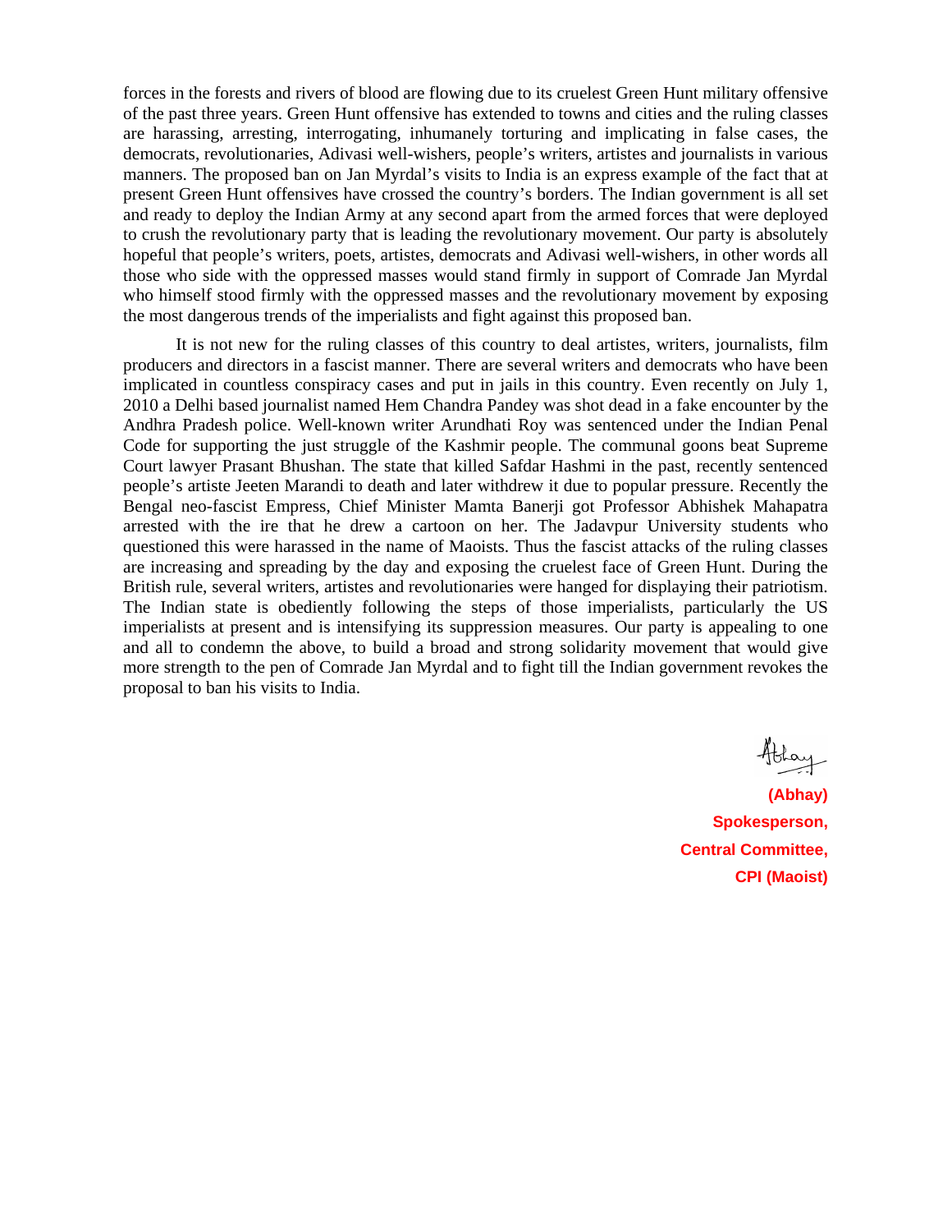forces in the forests and rivers of blood are flowing due to its cruelest Green Hunt military offensive of the past three years. Green Hunt offensive has extended to towns and cities and the ruling classes are harassing, arresting, interrogating, inhumanely torturing and implicating in false cases, the democrats, revolutionaries, Adivasi well-wishers, people's writers, artistes and journalists in various manners. The proposed ban on Jan Myrdal's visits to India is an express example of the fact that at present Green Hunt offensives have crossed the country's borders. The Indian government is all set and ready to deploy the Indian Army at any second apart from the armed forces that were deployed to crush the revolutionary party that is leading the revolutionary movement. Our party is absolutely hopeful that people's writers, poets, artistes, democrats and Adivasi well-wishers, in other words all those who side with the oppressed masses would stand firmly in support of Comrade Jan Myrdal who himself stood firmly with the oppressed masses and the revolutionary movement by exposing the most dangerous trends of the imperialists and fight against this proposed ban.

It is not new for the ruling classes of this country to deal artistes, writers, journalists, film producers and directors in a fascist manner. There are several writers and democrats who have been implicated in countless conspiracy cases and put in jails in this country. Even recently on July 1, 2010 a Delhi based journalist named Hem Chandra Pandey was shot dead in a fake encounter by the Andhra Pradesh police. Well-known writer Arundhati Roy was sentenced under the Indian Penal Code for supporting the just struggle of the Kashmir people. The communal goons beat Supreme Court lawyer Prasant Bhushan. The state that killed Safdar Hashmi in the past, recently sentenced people's artiste Jeeten Marandi to death and later withdrew it due to popular pressure. Recently the Bengal neo-fascist Empress, Chief Minister Mamta Banerji got Professor Abhishek Mahapatra arrested with the ire that he drew a cartoon on her. The Jadavpur University students who questioned this were harassed in the name of Maoists. Thus the fascist attacks of the ruling classes are increasing and spreading by the day and exposing the cruelest face of Green Hunt. During the British rule, several writers, artistes and revolutionaries were hanged for displaying their patriotism. The Indian state is obediently following the steps of those imperialists, particularly the US imperialists at present and is intensifying its suppression measures. Our party is appealing to one and all to condemn the above, to build a broad and strong solidarity movement that would give more strength to the pen of Comrade Jan Myrdal and to fight till the Indian government revokes the proposal to ban his visits to India.

Abhay

**(Abhay)**
**Spokesperson,**
**Central Committee,**
**CPI (Maoist)**